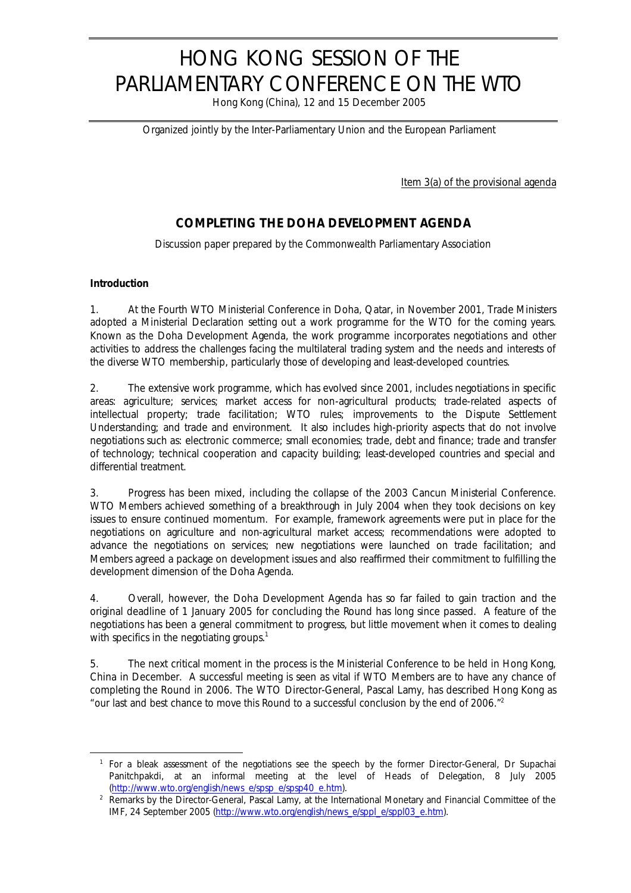# HONG KONG SESSION OF THE PARLIAMENTARY CONFERENCE ON THE WTO

Hong Kong (China), 12 and 15 December 2005

Organized jointly by the Inter-Parliamentary Union and the European Parliament

Item 3(a) of the provisional agenda

## COMPLETING THE DOHA DEVELOPMENT AGENDA

Discussion paper prepared by the Commonwealth Parliamentary Association

### Introduction

1. At the Fourth WTO Ministerial Conference in Doha, Qatar, in November 2001, Trade Ministers adopted a Ministerial Declaration setting out a work programme for the WTO for the coming years. Known as the Doha Development Agenda, the work programme incorporates negotiations and other activities to address the challenges facing the multilateral trading system and the needs and interests of the diverse WTO membership, particularly those of developing and least-developed countries.

2. The extensive work programme, which has evolved since 2001, includes negotiations in specific areas: agriculture; services; market access for non-agricultural products; trade-related aspects of intellectual property; trade facilitation; WTO rules; improvements to the Dispute Settlement Understanding; and trade and environment. It also includes high-priority aspects that do not involve negotiations such as: electronic commerce; small economies; trade, debt and finance; trade and transfer of technology; technical cooperation and capacity building; least-developed countries and special and differential treatment.

3. Progress has been mixed, including the collapse of the 2003 Cancun Ministerial Conference. WTO Members achieved something of a breakthrough in July 2004 when they took decisions on key issues to ensure continued momentum. For example, framework agreements were put in place for the negotiations on agriculture and non-agricultural market access; recommendations were adopted to advance the negotiations on services; new negotiations were launched on trade facilitation; and Members agreed a package on development issues and also reaffirmed their commitment to fulfilling the development dimension of the Doha Agenda.

4. Overall, however, the Doha Development Agenda has so far failed to gain traction and the original deadline of 1 January 2005 for concluding the Round has long since passed. A feature of the negotiations has been a general commitment to progress, but little movement when it comes to dealing with specifics in the negotiating groups.[1]

5. The next critical moment in the process is the Ministerial Conference to be held in Hong Kong, China in December. A successful meeting is seen as vital if WTO Members are to have any chance of completing the Round in 2006. The WTO Director-General, Pascal Lamy, has described Hong Kong as "our last and best chance to move this Round to a successful conclusion by the end of 2006."[2]

---

[1] For a bleak assessment of the negotiations see the speech by the former Director-General, Dr Supachai Panitchpakdi, at an informal meeting at the level of Heads of Delegation, 8 July 2005 (http://www.wto.org/english/news_e/spsp_e/spsp40_e.htm).

[2] Remarks by the Director-General, Pascal Lamy, at the International Monetary and Financial Committee of the IMF, 24 September 2005 (http://www.wto.org/english/news_e/sppl_e/sppl03_e.htm).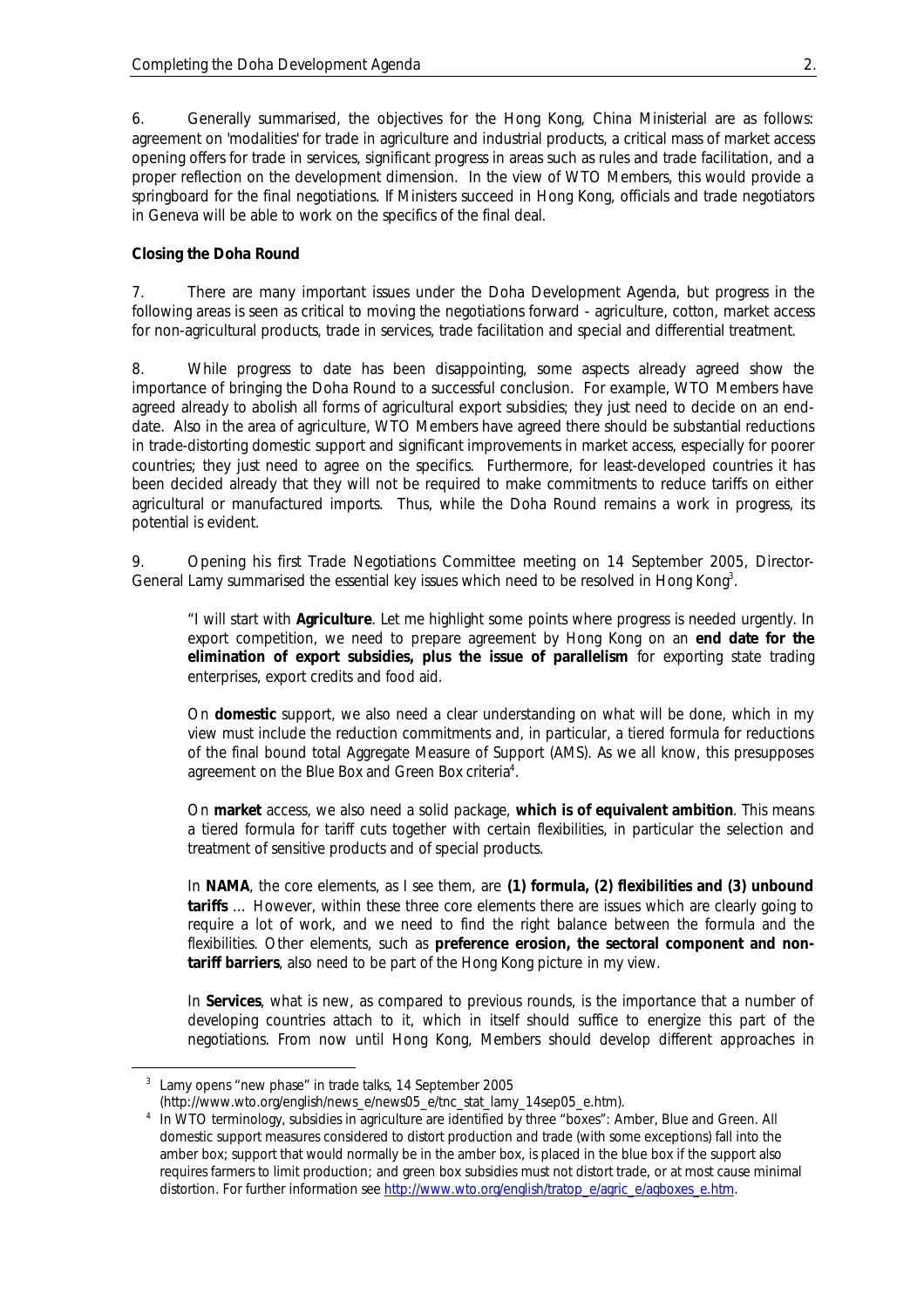6. Generally summarised, the objectives for the Hong Kong, China Ministerial are as follows: agreement on 'modalities' for trade in agriculture and industrial products, a critical mass of market access opening offers for trade in services, significant progress in areas such as rules and trade facilitation, and a proper reflection on the development dimension. In the view of WTO Members, this would provide a springboard for the final negotiations. If Ministers succeed in Hong Kong, officials and trade negotiators in Geneva will be able to work on the specifics of the final deal.

**Closing the Doha Round**

7. There are many important issues under the Doha Development Agenda, but progress in the following areas is seen as critical to moving the negotiations forward - agriculture, cotton, market access for non-agricultural products, trade in services, trade facilitation and special and differential treatment.

8. While progress to date has been disappointing, some aspects already agreed show the importance of bringing the Doha Round to a successful conclusion. For example, WTO Members have agreed already to abolish all forms of agricultural export subsidies; they just need to decide on an end-date. Also in the area of agriculture, WTO Members have agreed there should be substantial reductions in trade-distorting domestic support and significant improvements in market access, especially for poorer countries; they just need to agree on the specifics. Furthermore, for least-developed countries it has been decided already that they will not be required to make commitments to reduce tariffs on either agricultural or manufactured imports. Thus, while the Doha Round remains a work in progress, its potential is evident.

9. Opening his first Trade Negotiations Committee meeting on 14 September 2005, Director-General Lamy summarised the essential key issues which need to be resolved in Hong Kong[3].

> "I will start with **Agriculture**. Let me highlight some points where progress is needed urgently. In export competition, we need to prepare agreement by Hong Kong on an **end date for the elimination of export subsidies, plus the issue of parallelism** for exporting state trading enterprises, export credits and food aid.
>
> On **domestic** support, we also need a clear understanding on what will be done, which in my view must include the reduction commitments and, in particular, a tiered formula for reductions of the final bound total Aggregate Measure of Support (AMS). As we all know, this presupposes agreement on the Blue Box and Green Box criteria[4].
>
> On **market** access, we also need a solid package, **which is of equivalent ambition**. This means a tiered formula for tariff cuts together with certain flexibilities, in particular the selection and treatment of sensitive products and of special products.
>
> In **NAMA**, the core elements, as I see them, are **(1) formula, (2) flexibilities and (3) unbound tariffs** … However, within these three core elements there are issues which are clearly going to require a lot of work, and we need to find the right balance between the formula and the flexibilities. Other elements, such as **preference erosion, the sectoral component and non-tariff barriers**, also need to be part of the Hong Kong picture in my view.
>
> In **Services**, what is new, as compared to previous rounds, is the importance that a number of developing countries attach to it, which in itself should suffice to energize this part of the negotiations. From now until Hong Kong, Members should develop different approaches in

---

[3] Lamy opens "new phase" in trade talks, 14 September 2005 (http://www.wto.org/english/news_e/news05_e/tnc_stat_lamy_14sep05_e.htm).

[4] In WTO terminology, subsidies in agriculture are identified by three "boxes": Amber, Blue and Green. All domestic support measures considered to distort production and trade (with some exceptions) fall into the amber box; support that would normally be in the amber box, is placed in the blue box if the support also requires farmers to limit production; and green box subsidies must not distort trade, or at most cause minimal distortion. For further information see http://www.wto.org/english/tratop_e/agric_e/agboxes_e.htm.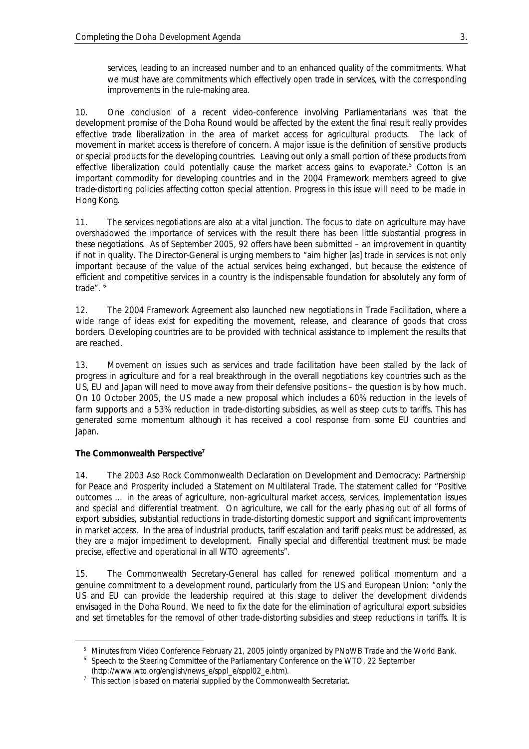services, leading to an increased number and to an enhanced quality of the commitments. What we must have are commitments which effectively open trade in services, with the corresponding improvements in the rule-making area.

10. One conclusion of a recent video-conference involving Parliamentarians was that the development promise of the Doha Round would be affected by the extent the final result really provides effective trade liberalization in the area of market access for agricultural products. The lack of movement in market access is therefore of concern. A major issue is the definition of sensitive products or special products for the developing countries. Leaving out only a small portion of these products from effective liberalization could potentially cause the market access gains to evaporate.[5] Cotton is an important commodity for developing countries and in the 2004 Framework members agreed to give trade-distorting policies affecting cotton special attention. Progress in this issue will need to be made in Hong Kong.

11. The services negotiations are also at a vital junction. The focus to date on agriculture may have overshadowed the importance of services with the result there has been little substantial progress in these negotiations. As of September 2005, 92 offers have been submitted – an improvement in quantity if not in quality. The Director-General is urging members to "aim higher [as] trade in services is not only important because of the value of the actual services being exchanged, but because the existence of efficient and competitive services in a country is the indispensable foundation for absolutely any form of trade". [6]

12. The 2004 Framework Agreement also launched new negotiations in Trade Facilitation, where a wide range of ideas exist for expediting the movement, release, and clearance of goods that cross borders. Developing countries are to be provided with technical assistance to implement the results that are reached.

13. Movement on issues such as services and trade facilitation have been stalled by the lack of progress in agriculture and for a real breakthrough in the overall negotiations key countries such as the US, EU and Japan will need to move away from their defensive positions – the question is by how much. On 10 October 2005, the US made a new proposal which includes a 60% reduction in the levels of farm supports and a 53% reduction in trade-distorting subsidies, as well as steep cuts to tariffs. This has generated some momentum although it has received a cool response from some EU countries and Japan.

**The Commonwealth Perspective**[7]

14. The 2003 Aso Rock Commonwealth Declaration on Development and Democracy: Partnership for Peace and Prosperity included a Statement on Multilateral Trade. The statement called for "Positive outcomes … in the areas of agriculture, non-agricultural market access, services, implementation issues and special and differential treatment. On agriculture, we call for the early phasing out of all forms of export subsidies, substantial reductions in trade-distorting domestic support and significant improvements in market access. In the area of industrial products, tariff escalation and tariff peaks must be addressed, as they are a major impediment to development. Finally special and differential treatment must be made precise, effective and operational in all WTO agreements".

15. The Commonwealth Secretary-General has called for renewed political momentum and a genuine commitment to a development round, particularly from the US and European Union: "only the US and EU can provide the leadership required at this stage to deliver the development dividends envisaged in the Doha Round. We need to fix the date for the elimination of agricultural export subsidies and set timetables for the removal of other trade-distorting subsidies and steep reductions in tariffs. It is

---

[5] Minutes from Video Conference February 21, 2005 jointly organized by PNoWB Trade and the World Bank.

[6] Speech to the Steering Committee of the Parliamentary Conference on the WTO, 22 September (http://www.wto.org/english/news_e/sppl_e/sppl02_e.htm).

[7] This section is based on material supplied by the Commonwealth Secretariat.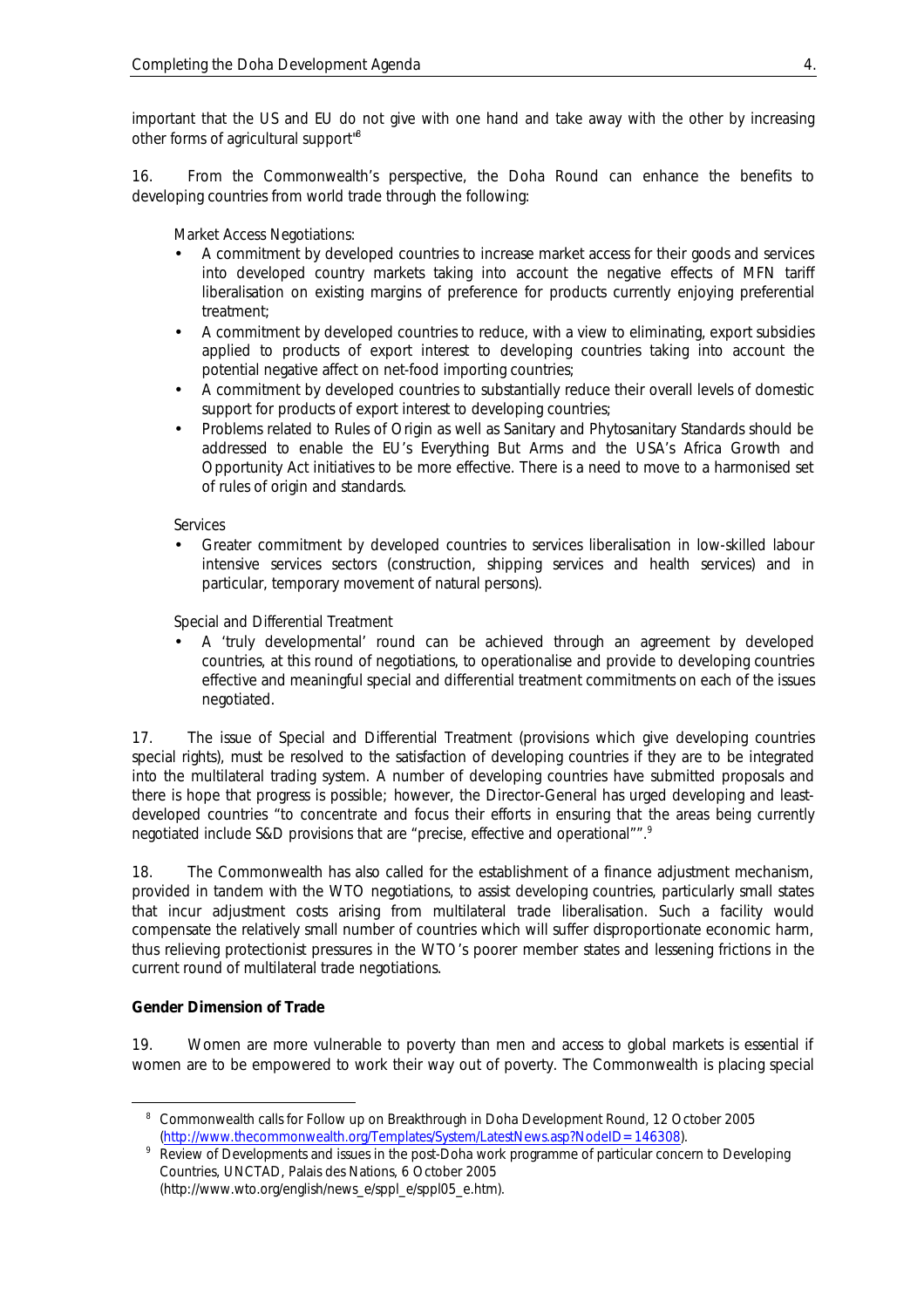important that the US and EU do not give with one hand and take away with the other by increasing other forms of agricultural support"[8]

16. From the Commonwealth's perspective, the Doha Round can enhance the benefits to developing countries from world trade through the following:

*Market Access Negotiations:*

- A commitment by developed countries to increase market access for their goods and services into developed country markets taking into account the negative effects of MFN tariff liberalisation on existing margins of preference for products currently enjoying preferential treatment;
- A commitment by developed countries to reduce, with a view to eliminating, export subsidies applied to products of export interest to developing countries taking into account the potential negative affect on net-food importing countries;
- A commitment by developed countries to substantially reduce their overall levels of domestic support for products of export interest to developing countries;
- Problems related to Rules of Origin as well as Sanitary and Phytosanitary Standards should be addressed to enable the EU's Everything But Arms and the USA's Africa Growth and Opportunity Act initiatives to be more effective. There is a need to move to a harmonised set of rules of origin and standards.

*Services*

- Greater commitment by developed countries to services liberalisation in low-skilled labour intensive services sectors (construction, shipping services and health services) and in particular, temporary movement of natural persons).

*Special and Differential Treatment*

- A 'truly developmental' round can be achieved through an agreement by developed countries, at this round of negotiations, to operationalise and provide to developing countries effective and meaningful special and differential treatment commitments on each of the issues negotiated.

17. The issue of Special and Differential Treatment (provisions which give developing countries special rights), must be resolved to the satisfaction of developing countries if they are to be integrated into the multilateral trading system. A number of developing countries have submitted proposals and there is hope that progress is possible; however, the Director-General has urged developing and least-developed countries "to concentrate and focus their efforts in ensuring that the areas being currently negotiated include S&D provisions that are "precise, effective and operational"".[9]

18. The Commonwealth has also called for the establishment of a finance adjustment mechanism, provided in tandem with the WTO negotiations, to assist developing countries, particularly small states that incur adjustment costs arising from multilateral trade liberalisation. Such a facility would compensate the relatively small number of countries which will suffer disproportionate economic harm, thus relieving protectionist pressures in the WTO's poorer member states and lessening frictions in the current round of multilateral trade negotiations.

**Gender Dimension of Trade**

19. Women are more vulnerable to poverty than men and access to global markets is essential if women are to be empowered to work their way out of poverty. The Commonwealth is placing special

---

[8] Commonwealth calls for Follow up on Breakthrough in Doha Development Round, 12 October 2005 (http://www.thecommonwealth.org/Templates/System/LatestNews.asp?NodeID=146308).

[9] Review of Developments and issues in the post-Doha work programme of particular concern to Developing Countries, UNCTAD, Palais des Nations, 6 October 2005 (http://www.wto.org/english/news_e/sppl_e/sppl05_e.htm).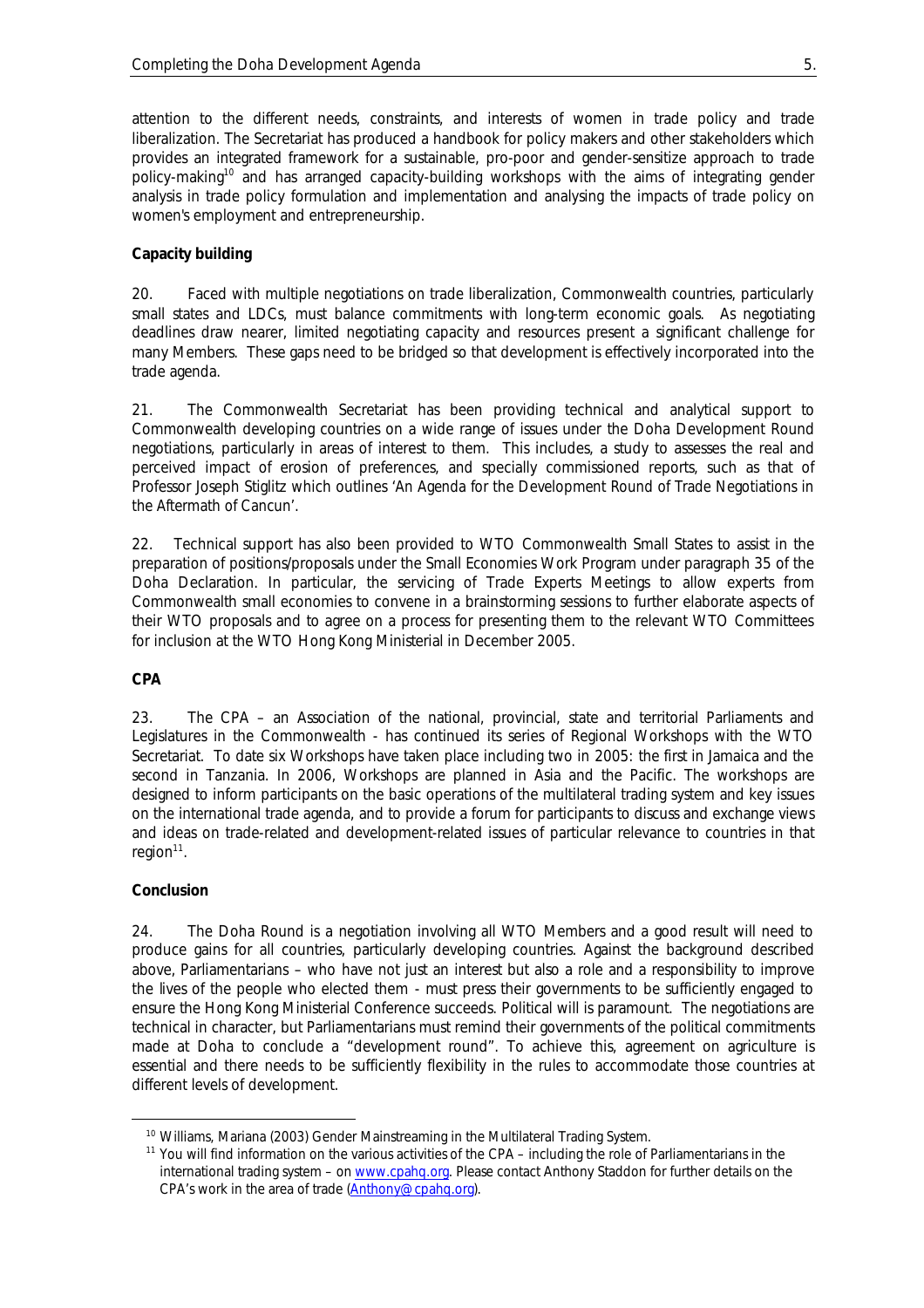attention to the different needs, constraints, and interests of women in trade policy and trade liberalization. The Secretariat has produced a handbook for policy makers and other stakeholders which provides an integrated framework for a sustainable, pro-poor and gender-sensitize approach to trade policy-making[10] and has arranged capacity-building workshops with the aims of integrating gender analysis in trade policy formulation and implementation and analysing the impacts of trade policy on women's employment and entrepreneurship.

**Capacity building**

20. Faced with multiple negotiations on trade liberalization, Commonwealth countries, particularly small states and LDCs, must balance commitments with long-term economic goals. As negotiating deadlines draw nearer, limited negotiating capacity and resources present a significant challenge for many Members. These gaps need to be bridged so that development is effectively incorporated into the trade agenda.

21. The Commonwealth Secretariat has been providing technical and analytical support to Commonwealth developing countries on a wide range of issues under the Doha Development Round negotiations, particularly in areas of interest to them. This includes, a study to assesses the real and perceived impact of erosion of preferences, and specially commissioned reports, such as that of Professor Joseph Stiglitz which outlines 'An Agenda for the Development Round of Trade Negotiations in the Aftermath of Cancun'.

22. Technical support has also been provided to WTO Commonwealth Small States to assist in the preparation of positions/proposals under the Small Economies Work Program under paragraph 35 of the Doha Declaration. In particular, the servicing of Trade Experts Meetings to allow experts from Commonwealth small economies to convene in a brainstorming sessions to further elaborate aspects of their WTO proposals and to agree on a process for presenting them to the relevant WTO Committees for inclusion at the WTO Hong Kong Ministerial in December 2005.

**CPA**

23. The CPA – an Association of the national, provincial, state and territorial Parliaments and Legislatures in the Commonwealth - has continued its series of Regional Workshops with the WTO Secretariat. To date six Workshops have taken place including two in 2005: the first in Jamaica and the second in Tanzania. In 2006, Workshops are planned in Asia and the Pacific. The workshops are designed to inform participants on the basic operations of the multilateral trading system and key issues on the international trade agenda, and to provide a forum for participants to discuss and exchange views and ideas on trade-related and development-related issues of particular relevance to countries in that region[11].

**Conclusion**

24. The Doha Round is a negotiation involving all WTO Members and a good result will need to produce gains for all countries, particularly developing countries. Against the background described above, Parliamentarians – who have not just an interest but also a role and a responsibility to improve the lives of the people who elected them - must press their governments to be sufficiently engaged to ensure the Hong Kong Ministerial Conference succeeds. Political will is paramount. The negotiations are technical in character, but Parliamentarians must remind their governments of the political commitments made at Doha to conclude a "development round". To achieve this, agreement on agriculture is essential and there needs to be sufficiently flexibility in the rules to accommodate those countries at different levels of development.

---

[10] Williams, Mariana (2003) Gender Mainstreaming in the Multilateral Trading System.

[11] You will find information on the various activities of the CPA – including the role of Parliamentarians in the international trading system – on www.cpahq.org. Please contact Anthony Staddon for further details on the CPA's work in the area of trade (Anthony@cpahq.org).